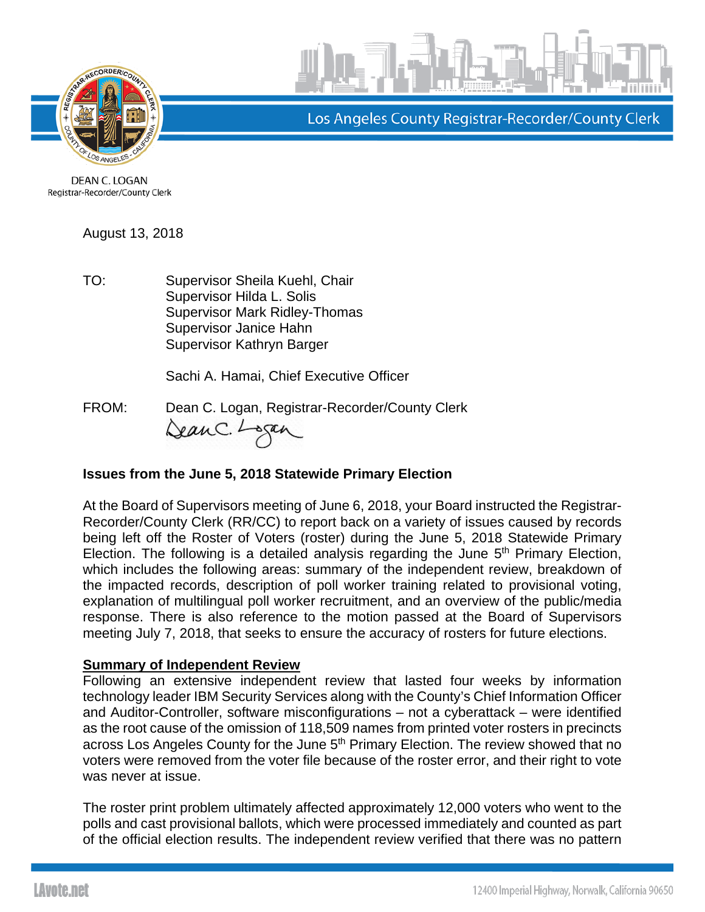Los Angeles County Registrar-Recorder/County Clerk

DEAN C. LOGAN
Registrar-Recorder/County Clerk

August 13, 2018

TO: Supervisor Sheila Kuehl, Chair
Supervisor Hilda L. Solis
Supervisor Mark Ridley-Thomas
Supervisor Janice Hahn
Supervisor Kathryn Barger

Sachi A. Hamai, Chief Executive Officer

FROM: Dean C. Logan, Registrar-Recorder/County Clerk

**Issues from the June 5, 2018 Statewide Primary Election**

At the Board of Supervisors meeting of June 6, 2018, your Board instructed the Registrar-Recorder/County Clerk (RR/CC) to report back on a variety of issues caused by records being left off the Roster of Voters (roster) during the June 5, 2018 Statewide Primary Election. The following is a detailed analysis regarding the June 5th Primary Election, which includes the following areas: summary of the independent review, breakdown of the impacted records, description of poll worker training related to provisional voting, explanation of multilingual poll worker recruitment, and an overview of the public/media response. There is also reference to the motion passed at the Board of Supervisors meeting July 7, 2018, that seeks to ensure the accuracy of rosters for future elections.

**<u>Summary of Independent Review</u>**

Following an extensive independent review that lasted four weeks by information technology leader IBM Security Services along with the County's Chief Information Officer and Auditor-Controller, software misconfigurations – not a cyberattack – were identified as the root cause of the omission of 118,509 names from printed voter rosters in precincts across Los Angeles County for the June 5th Primary Election. The review showed that no voters were removed from the voter file because of the roster error, and their right to vote was never at issue.

The roster print problem ultimately affected approximately 12,000 voters who went to the polls and cast provisional ballots, which were processed immediately and counted as part of the official election results. The independent review verified that there was no pattern

LAvote.net

12400 Imperial Highway, Norwalk, California 90650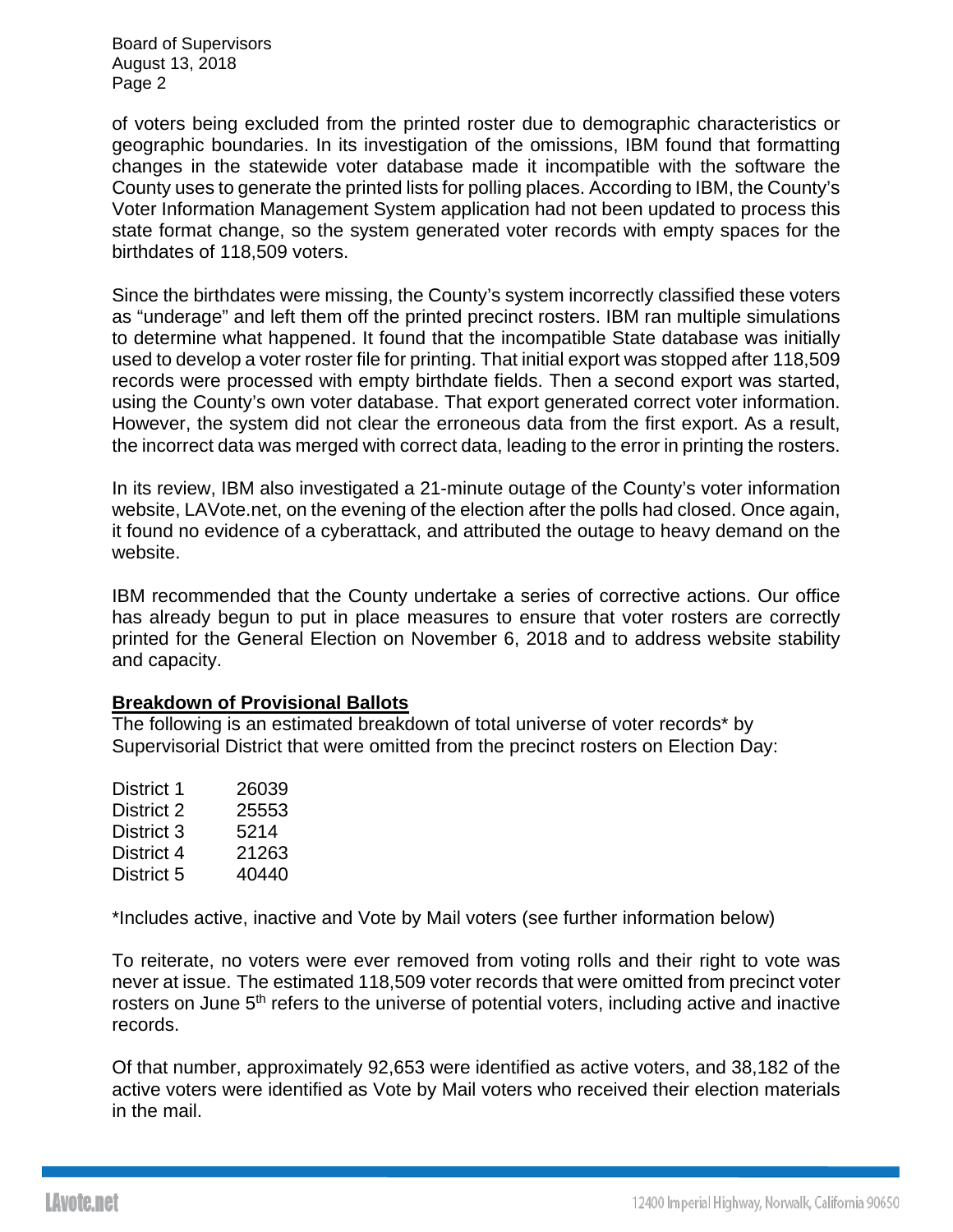of voters being excluded from the printed roster due to demographic characteristics or geographic boundaries. In its investigation of the omissions, IBM found that formatting changes in the statewide voter database made it incompatible with the software the County uses to generate the printed lists for polling places. According to IBM, the County's Voter Information Management System application had not been updated to process this state format change, so the system generated voter records with empty spaces for the birthdates of 118,509 voters.

Since the birthdates were missing, the County's system incorrectly classified these voters as "underage" and left them off the printed precinct rosters. IBM ran multiple simulations to determine what happened. It found that the incompatible State database was initially used to develop a voter roster file for printing. That initial export was stopped after 118,509 records were processed with empty birthdate fields. Then a second export was started, using the County's own voter database. That export generated correct voter information. However, the system did not clear the erroneous data from the first export. As a result, the incorrect data was merged with correct data, leading to the error in printing the rosters.

In its review, IBM also investigated a 21-minute outage of the County's voter information website, LAVote.net, on the evening of the election after the polls had closed. Once again, it found no evidence of a cyberattack, and attributed the outage to heavy demand on the website.

IBM recommended that the County undertake a series of corrective actions. Our office has already begun to put in place measures to ensure that voter rosters are correctly printed for the General Election on November 6, 2018 and to address website stability and capacity.

**Breakdown of Provisional Ballots**

The following is an estimated breakdown of total universe of voter records* by Supervisorial District that were omitted from the precinct rosters on Election Day:

| | |
|---|---|
| District 1 | 26039 |
| District 2 | 25553 |
| District 3 | 5214 |
| District 4 | 21263 |
| District 5 | 40440 |

*Includes active, inactive and Vote by Mail voters (see further information below)

To reiterate, no voters were ever removed from voting rolls and their right to vote was never at issue. The estimated 118,509 voter records that were omitted from precinct voter rosters on June 5th refers to the universe of potential voters, including active and inactive records.

Of that number, approximately 92,653 were identified as active voters, and 38,182 of the active voters were identified as Vote by Mail voters who received their election materials in the mail.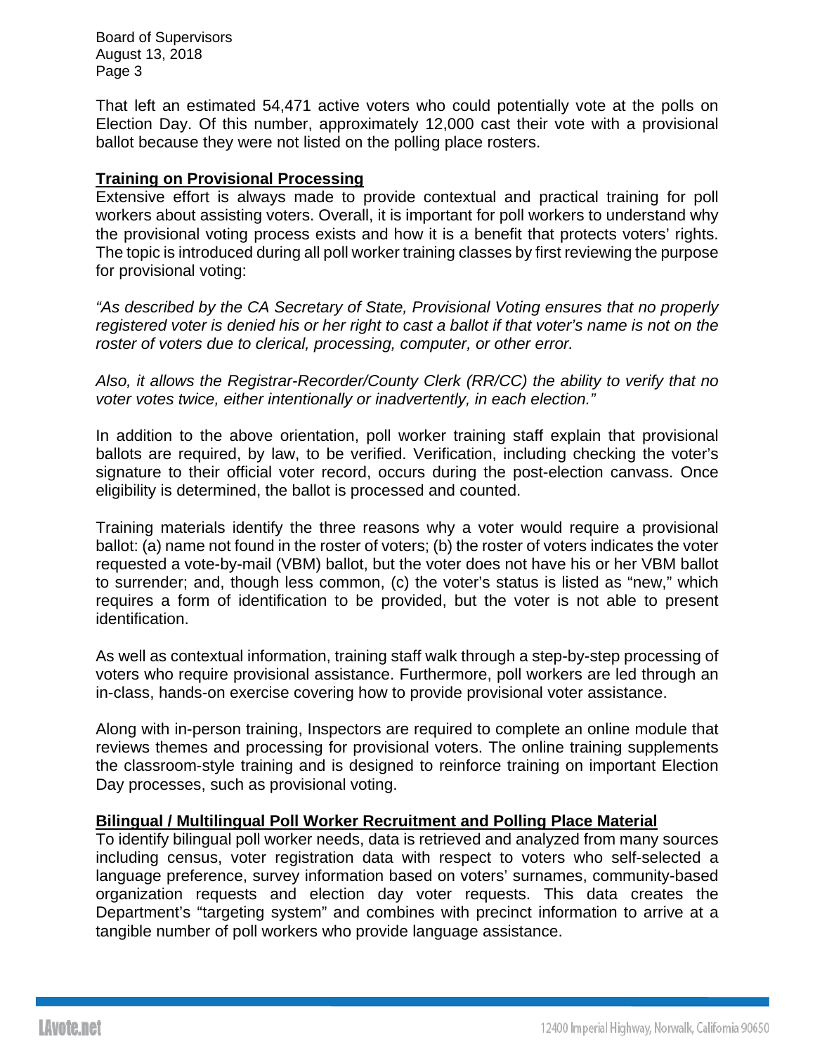That left an estimated 54,471 active voters who could potentially vote at the polls on Election Day. Of this number, approximately 12,000 cast their vote with a provisional ballot because they were not listed on the polling place rosters.

**Training on Provisional Processing**

Extensive effort is always made to provide contextual and practical training for poll workers about assisting voters. Overall, it is important for poll workers to understand why the provisional voting process exists and how it is a benefit that protects voters' rights. The topic is introduced during all poll worker training classes by first reviewing the purpose for provisional voting:

*"As described by the CA Secretary of State, Provisional Voting ensures that no properly registered voter is denied his or her right to cast a ballot if that voter's name is not on the roster of voters due to clerical, processing, computer, or other error.*

*Also, it allows the Registrar-Recorder/County Clerk (RR/CC) the ability to verify that no voter votes twice, either intentionally or inadvertently, in each election."*

In addition to the above orientation, poll worker training staff explain that provisional ballots are required, by law, to be verified. Verification, including checking the voter's signature to their official voter record, occurs during the post-election canvass. Once eligibility is determined, the ballot is processed and counted.

Training materials identify the three reasons why a voter would require a provisional ballot: (a) name not found in the roster of voters; (b) the roster of voters indicates the voter requested a vote-by-mail (VBM) ballot, but the voter does not have his or her VBM ballot to surrender; and, though less common, (c) the voter's status is listed as "new," which requires a form of identification to be provided, but the voter is not able to present identification.

As well as contextual information, training staff walk through a step-by-step processing of voters who require provisional assistance. Furthermore, poll workers are led through an in-class, hands-on exercise covering how to provide provisional voter assistance.

Along with in-person training, Inspectors are required to complete an online module that reviews themes and processing for provisional voters. The online training supplements the classroom-style training and is designed to reinforce training on important Election Day processes, such as provisional voting.

**Bilingual / Multilingual Poll Worker Recruitment and Polling Place Material**

To identify bilingual poll worker needs, data is retrieved and analyzed from many sources including census, voter registration data with respect to voters who self-selected a language preference, survey information based on voters' surnames, community-based organization requests and election day voter requests. This data creates the Department's "targeting system" and combines with precinct information to arrive at a tangible number of poll workers who provide language assistance.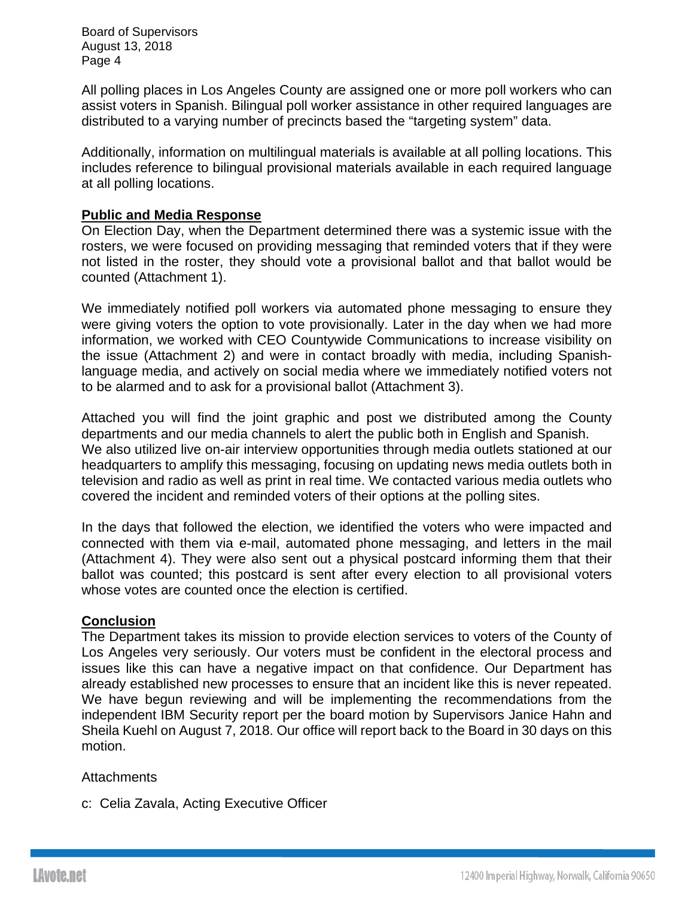All polling places in Los Angeles County are assigned one or more poll workers who can assist voters in Spanish. Bilingual poll worker assistance in other required languages are distributed to a varying number of precincts based the "targeting system" data.

Additionally, information on multilingual materials is available at all polling locations. This includes reference to bilingual provisional materials available in each required language at all polling locations.

## Public and Media Response

On Election Day, when the Department determined there was a systemic issue with the rosters, we were focused on providing messaging that reminded voters that if they were not listed in the roster, they should vote a provisional ballot and that ballot would be counted (Attachment 1).

We immediately notified poll workers via automated phone messaging to ensure they were giving voters the option to vote provisionally. Later in the day when we had more information, we worked with CEO Countywide Communications to increase visibility on the issue (Attachment 2) and were in contact broadly with media, including Spanish-language media, and actively on social media where we immediately notified voters not to be alarmed and to ask for a provisional ballot (Attachment 3).

Attached you will find the joint graphic and post we distributed among the County departments and our media channels to alert the public both in English and Spanish. We also utilized live on-air interview opportunities through media outlets stationed at our headquarters to amplify this messaging, focusing on updating news media outlets both in television and radio as well as print in real time. We contacted various media outlets who covered the incident and reminded voters of their options at the polling sites.

In the days that followed the election, we identified the voters who were impacted and connected with them via e-mail, automated phone messaging, and letters in the mail (Attachment 4). They were also sent out a physical postcard informing them that their ballot was counted; this postcard is sent after every election to all provisional voters whose votes are counted once the election is certified.

## Conclusion

The Department takes its mission to provide election services to voters of the County of Los Angeles very seriously. Our voters must be confident in the electoral process and issues like this can have a negative impact on that confidence. Our Department has already established new processes to ensure that an incident like this is never repeated. We have begun reviewing and will be implementing the recommendations from the independent IBM Security report per the board motion by Supervisors Janice Hahn and Sheila Kuehl on August 7, 2018. Our office will report back to the Board in 30 days on this motion.

Attachments

c: Celia Zavala, Acting Executive Officer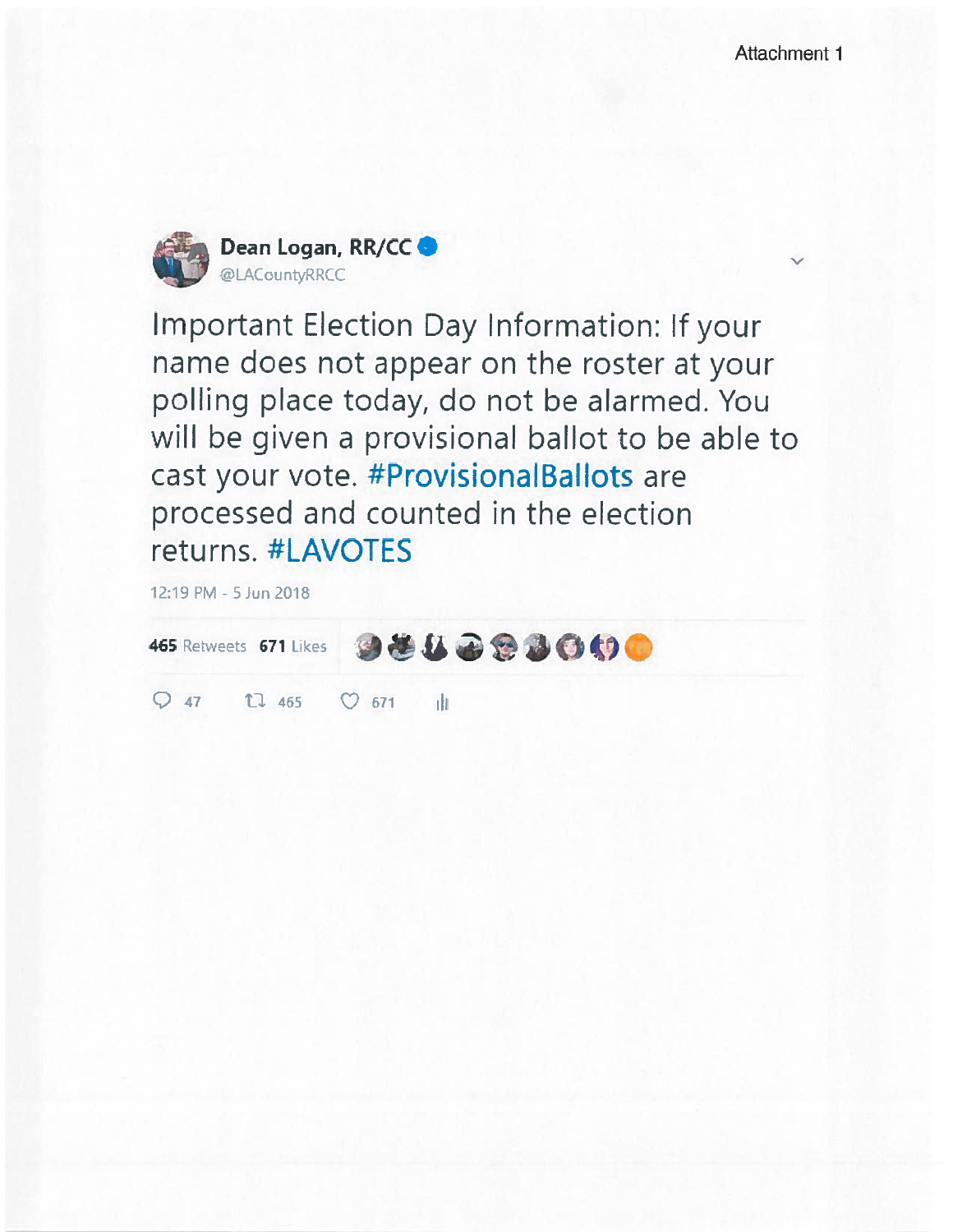Attachment 1

**Dean Logan, RR/CC**
@LACountyRRCC

Important Election Day Information: If your name does not appear on the roster at your polling place today, do not be alarmed. You will be given a provisional ballot to be able to cast your vote. #ProvisionalBallots are processed and counted in the election returns. #LAVOTES

12:19 PM - 5 Jun 2018

**465** Retweets **671** Likes

47 465 671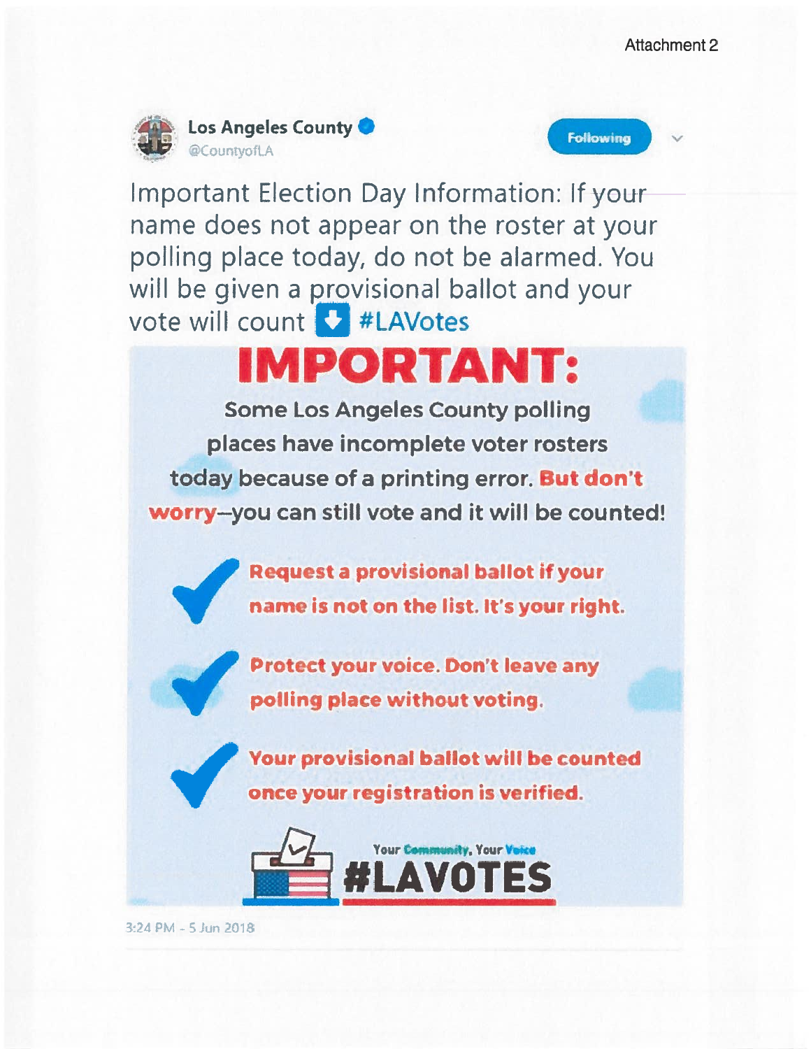Attachment 2

**Los Angeles County**
@CountyofLA

Following

Important Election Day Information: If your name does not appear on the roster at your polling place today, do not be alarmed. You will be given a provisional ballot and your vote will count ⬇️ #LAVotes

# IMPORTANT:

Some Los Angeles County polling places have incomplete voter rosters today because of a printing error. **But don't worry**--you can still vote and it will be counted!

- ✔ **Request a provisional ballot if your name is not on the list. It's your right.**
- ✔ **Protect your voice. Don't leave any polling place without voting.**
- ✔ **Your provisional ballot will be counted once your registration is verified.**

Your Community, Your Voice
**#LAVOTES**

3:24 PM - 5 Jun 2018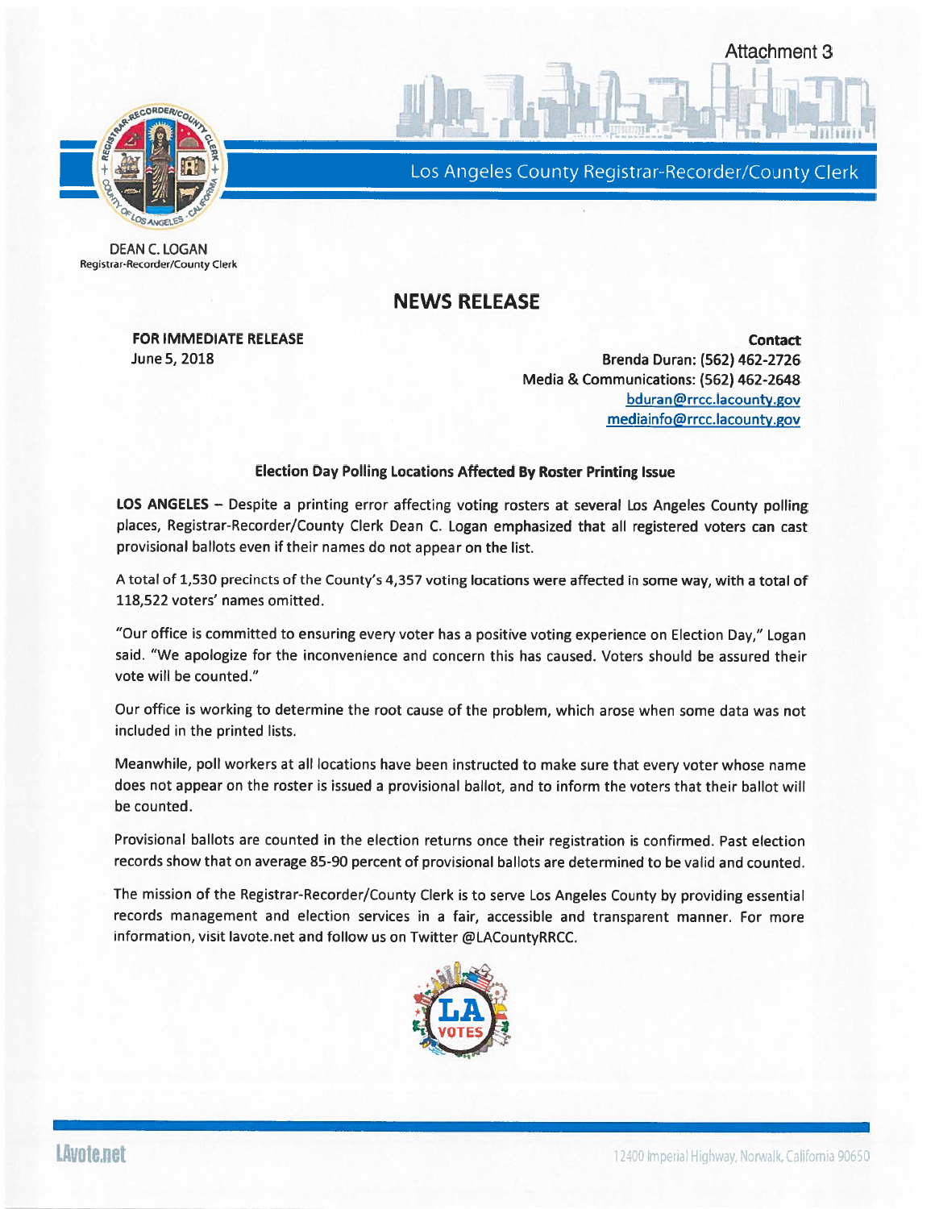Attachment 3

Los Angeles County Registrar-Recorder/County Clerk

DEAN C. LOGAN
Registrar-Recorder/County Clerk

# NEWS RELEASE

**FOR IMMEDIATE RELEASE**
June 5, 2018

**Contact**
Brenda Duran: (562) 462-2726
Media & Communications: (562) 462-2648
bduran@rrcc.lacounty.gov
mediainfo@rrcc.lacounty.gov

**Election Day Polling Locations Affected By Roster Printing Issue**

**LOS ANGELES** – Despite a printing error affecting voting rosters at several Los Angeles County polling places, Registrar-Recorder/County Clerk Dean C. Logan emphasized that all registered voters can cast provisional ballots even if their names do not appear on the list.

A total of 1,530 precincts of the County's 4,357 voting locations were affected in some way, with a total of 118,522 voters' names omitted.

"Our office is committed to ensuring every voter has a positive voting experience on Election Day," Logan said. "We apologize for the inconvenience and concern this has caused. Voters should be assured their vote will be counted."

Our office is working to determine the root cause of the problem, which arose when some data was not included in the printed lists.

Meanwhile, poll workers at all locations have been instructed to make sure that every voter whose name does not appear on the roster is issued a provisional ballot, and to inform the voters that their ballot will be counted.

Provisional ballots are counted in the election returns once their registration is confirmed. Past election records show that on average 85-90 percent of provisional ballots are determined to be valid and counted.

The mission of the Registrar-Recorder/County Clerk is to serve Los Angeles County by providing essential records management and election services in a fair, accessible and transparent manner. For more information, visit lavote.net and follow us on Twitter @LACountyRRCC.

LAvote.net

12400 Imperial Highway, Norwalk, California 90650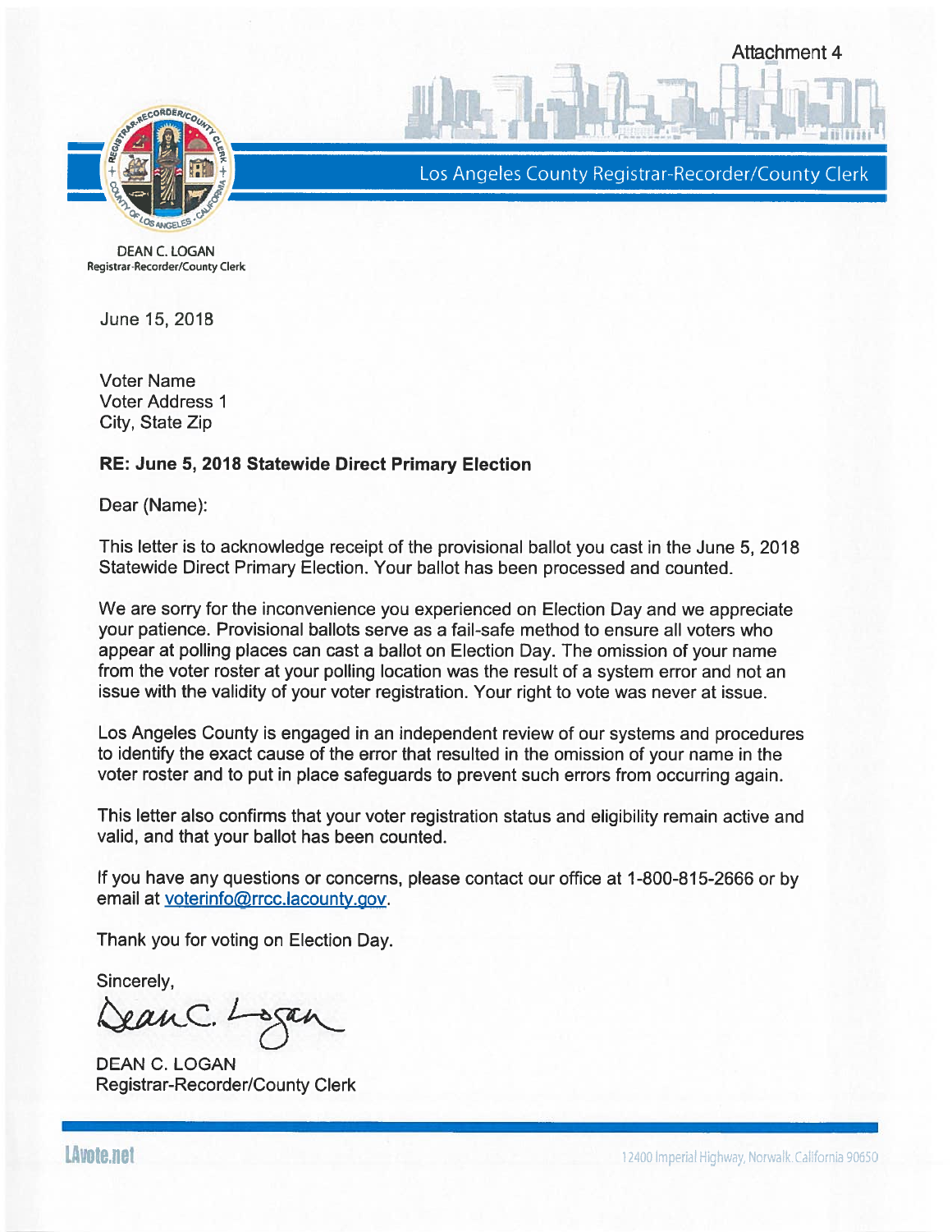Attachment 4

Los Angeles County Registrar-Recorder/County Clerk

DEAN C. LOGAN
Registrar-Recorder/County Clerk

June 15, 2018

Voter Name
Voter Address 1
City, State Zip

**RE: June 5, 2018 Statewide Direct Primary Election**

Dear (Name):

This letter is to acknowledge receipt of the provisional ballot you cast in the June 5, 2018 Statewide Direct Primary Election. Your ballot has been processed and counted.

We are sorry for the inconvenience you experienced on Election Day and we appreciate your patience. Provisional ballots serve as a fail-safe method to ensure all voters who appear at polling places can cast a ballot on Election Day. The omission of your name from the voter roster at your polling location was the result of a system error and not an issue with the validity of your voter registration. Your right to vote was never at issue.

Los Angeles County is engaged in an independent review of our systems and procedures to identify the exact cause of the error that resulted in the omission of your name in the voter roster and to put in place safeguards to prevent such errors from occurring again.

This letter also confirms that your voter registration status and eligibility remain active and valid, and that your ballot has been counted.

If you have any questions or concerns, please contact our office at 1-800-815-2666 or by email at voterinfo@rrcc.lacounty.gov.

Thank you for voting on Election Day.

Sincerely,

Dean C. Logan

DEAN C. LOGAN
Registrar-Recorder/County Clerk

LAvote.net

12400 Imperial Highway, Norwalk, California 90650